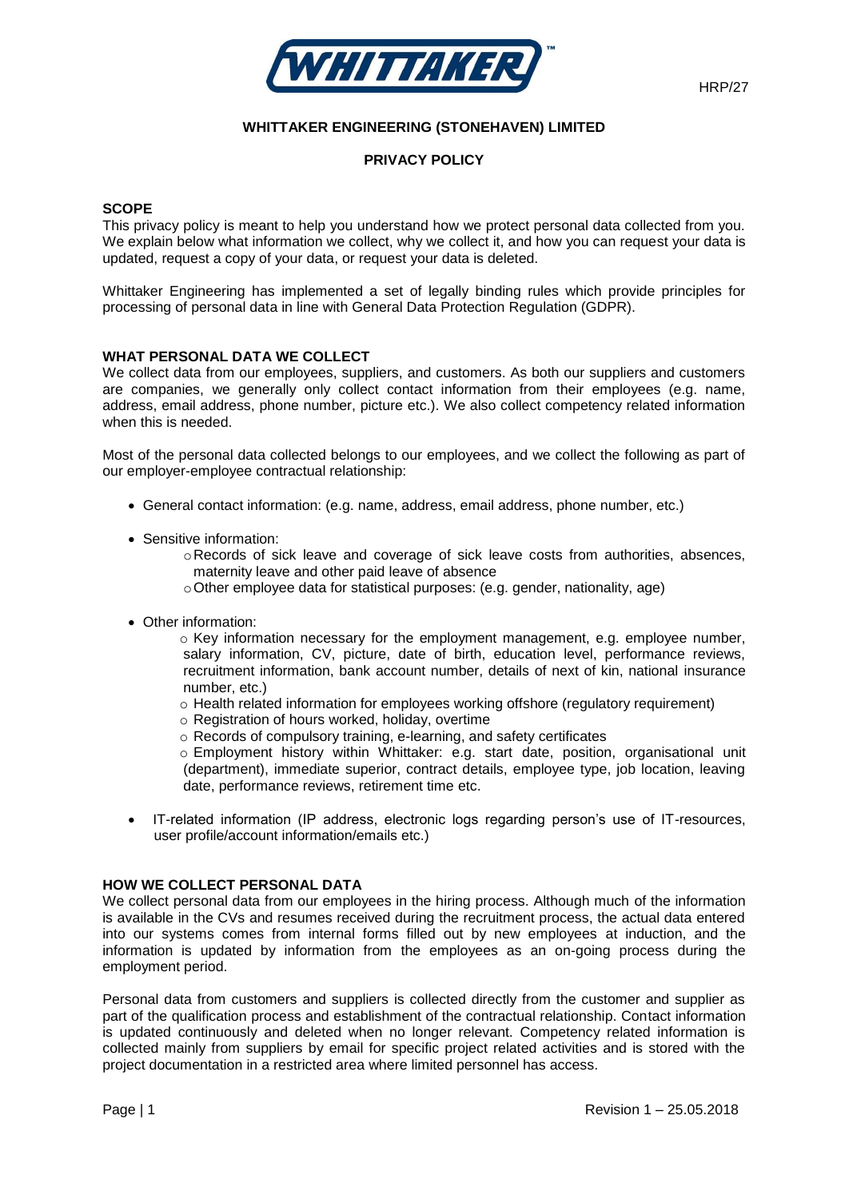# WHITTAKER ENGINEERING (STONEHAVEN) LIMITED

## PRIVACY POLICY

### SCOPE

This privacy policy is meant to help you understand how we protect personal data collected from you. We explain below what information we collect, why we collect it, and how you can request your data is updated, request a copy of your data, or request your data is deleted.

Whittaker Engineering has implemented a set of legally binding rules which provide principles for processing of personal data in line with General Data Protection Regulation (GDPR).

### WHAT PERSONAL DATA WE COLLECT

We collect data from our employees, suppliers, and customers. As both our suppliers and customers are companies, we generally only collect contact information from their employees (e.g. name, address, email address, phone number, picture etc.). We also collect competency related information when this is needed.

Most of the personal data collected belongs to our employees, and we collect the following as part of our employer-employee contractual relationship:

- General contact information: (e.g. name, address, email address, phone number, etc.)
- Sensitive information:
  - Records of sick leave and coverage of sick leave costs from authorities, absences, maternity leave and other paid leave of absence
  - Other employee data for statistical purposes: (e.g. gender, nationality, age)
- Other information:
  - Key information necessary for the employment management, e.g. employee number, salary information, CV, picture, date of birth, education level, performance reviews, recruitment information, bank account number, details of next of kin, national insurance number, etc.)
  - Health related information for employees working offshore (regulatory requirement)
  - Registration of hours worked, holiday, overtime
  - Records of compulsory training, e-learning, and safety certificates
  - Employment history within Whittaker: e.g. start date, position, organisational unit (department), immediate superior, contract details, employee type, job location, leaving date, performance reviews, retirement time etc.
- IT-related information (IP address, electronic logs regarding person's use of IT-resources, user profile/account information/emails etc.)

### HOW WE COLLECT PERSONAL DATA

We collect personal data from our employees in the hiring process. Although much of the information is available in the CVs and resumes received during the recruitment process, the actual data entered into our systems comes from internal forms filled out by new employees at induction, and the information is updated by information from the employees as an on-going process during the employment period.

Personal data from customers and suppliers is collected directly from the customer and supplier as part of the qualification process and establishment of the contractual relationship. Contact information is updated continuously and deleted when no longer relevant. Competency related information is collected mainly from suppliers by email for specific project related activities and is stored with the project documentation in a restricted area where limited personnel has access.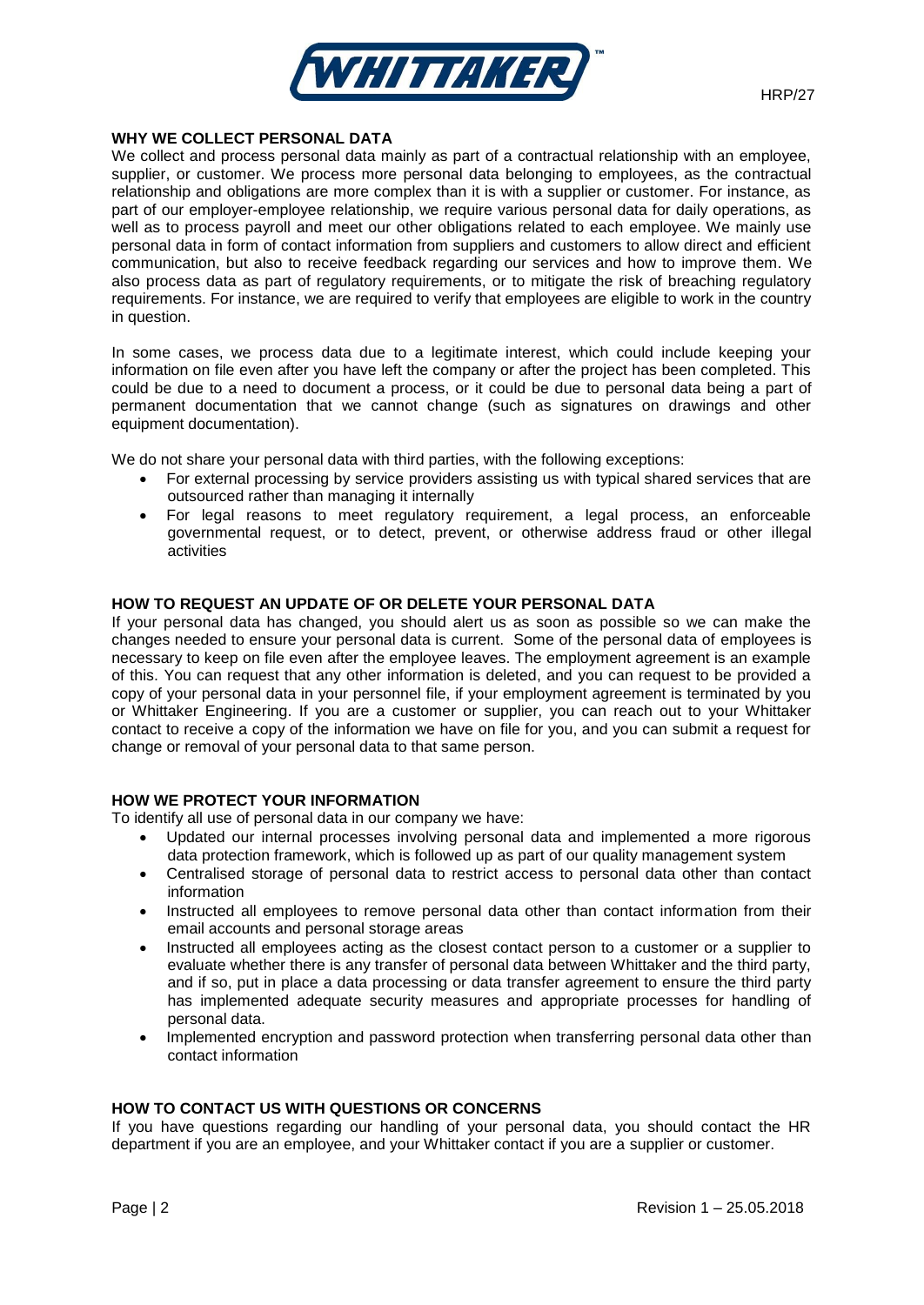## WHY WE COLLECT PERSONAL DATA

We collect and process personal data mainly as part of a contractual relationship with an employee, supplier, or customer. We process more personal data belonging to employees, as the contractual relationship and obligations are more complex than it is with a supplier or customer. For instance, as part of our employer-employee relationship, we require various personal data for daily operations, as well as to process payroll and meet our other obligations related to each employee. We mainly use personal data in form of contact information from suppliers and customers to allow direct and efficient communication, but also to receive feedback regarding our services and how to improve them. We also process data as part of regulatory requirements, or to mitigate the risk of breaching regulatory requirements. For instance, we are required to verify that employees are eligible to work in the country in question.

In some cases, we process data due to a legitimate interest, which could include keeping your information on file even after you have left the company or after the project has been completed. This could be due to a need to document a process, or it could be due to personal data being a part of permanent documentation that we cannot change (such as signatures on drawings and other equipment documentation).

We do not share your personal data with third parties, with the following exceptions:

- For external processing by service providers assisting us with typical shared services that are outsourced rather than managing it internally
- For legal reasons to meet regulatory requirement, a legal process, an enforceable governmental request, or to detect, prevent, or otherwise address fraud or other illegal activities

## HOW TO REQUEST AN UPDATE OF OR DELETE YOUR PERSONAL DATA

If your personal data has changed, you should alert us as soon as possible so we can make the changes needed to ensure your personal data is current. Some of the personal data of employees is necessary to keep on file even after the employee leaves. The employment agreement is an example of this. You can request that any other information is deleted, and you can request to be provided a copy of your personal data in your personnel file, if your employment agreement is terminated by you or Whittaker Engineering. If you are a customer or supplier, you can reach out to your Whittaker contact to receive a copy of the information we have on file for you, and you can submit a request for change or removal of your personal data to that same person.

## HOW WE PROTECT YOUR INFORMATION

To identify all use of personal data in our company we have:

- Updated our internal processes involving personal data and implemented a more rigorous data protection framework, which is followed up as part of our quality management system
- Centralised storage of personal data to restrict access to personal data other than contact information
- Instructed all employees to remove personal data other than contact information from their email accounts and personal storage areas
- Instructed all employees acting as the closest contact person to a customer or a supplier to evaluate whether there is any transfer of personal data between Whittaker and the third party, and if so, put in place a data processing or data transfer agreement to ensure the third party has implemented adequate security measures and appropriate processes for handling of personal data.
- Implemented encryption and password protection when transferring personal data other than contact information

## HOW TO CONTACT US WITH QUESTIONS OR CONCERNS

If you have questions regarding our handling of your personal data, you should contact the HR department if you are an employee, and your Whittaker contact if you are a supplier or customer.